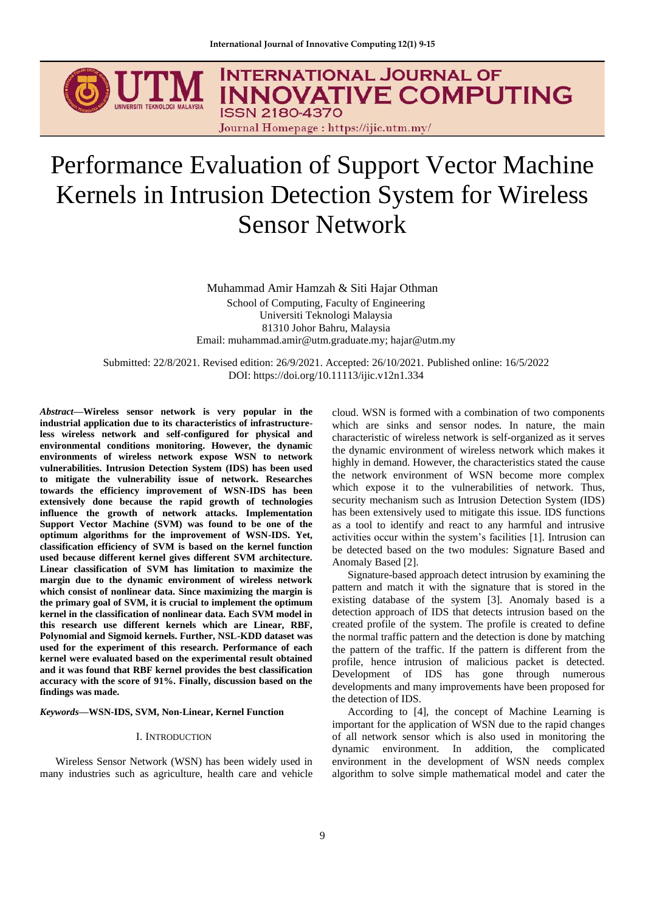# Performance Evaluation of Support Vector Machine Kernels in Intrusion Detection System for Wireless Sensor Network

Muhammad Amir Hamzah & Siti Hajar Othman
School of Computing, Faculty of Engineering
Universiti Teknologi Malaysia
81310 Johor Bahru, Malaysia
Email: muhammad.amir@utm.graduate.my; hajar@utm.my

Submitted: 22/8/2021. Revised edition: 26/9/2021. Accepted: 26/10/2021. Published online: 16/5/2022
DOI: https://doi.org/10.11113/ijic.v12n1.334

***Abstract*—Wireless sensor network is very popular in the industrial application due to its characteristics of infrastructure-less wireless network and self-configured for physical and environmental conditions monitoring. However, the dynamic environments of wireless network expose WSN to network vulnerabilities. Intrusion Detection System (IDS) has been used to mitigate the vulnerability issue of network. Researches towards the efficiency improvement of WSN-IDS has been extensively done because the rapid growth of technologies influence the growth of network attacks. Implementation Support Vector Machine (SVM) was found to be one of the optimum algorithms for the improvement of WSN-IDS. Yet, classification efficiency of SVM is based on the kernel function used because different kernel gives different SVM architecture. Linear classification of SVM has limitation to maximize the margin due to the dynamic environment of wireless network which consist of nonlinear data. Since maximizing the margin is the primary goal of SVM, it is crucial to implement the optimum kernel in the classification of nonlinear data. Each SVM model in this research use different kernels which are Linear, RBF, Polynomial and Sigmoid kernels. Further, NSL-KDD dataset was used for the experiment of this research. Performance of each kernel were evaluated based on the experimental result obtained and it was found that RBF kernel provides the best classification accuracy with the score of 91%. Finally, discussion based on the findings was made.**

***Keywords*—WSN-IDS, SVM, Non-Linear, Kernel Function**

## I. Introduction

Wireless Sensor Network (WSN) has been widely used in many industries such as agriculture, health care and vehicle cloud. WSN is formed with a combination of two components which are sinks and sensor nodes. In nature, the main characteristic of wireless network is self-organized as it serves the dynamic environment of wireless network which makes it highly in demand. However, the characteristics stated the cause the network environment of WSN become more complex which expose it to the vulnerabilities of network. Thus, security mechanism such as Intrusion Detection System (IDS) has been extensively used to mitigate this issue. IDS functions as a tool to identify and react to any harmful and intrusive activities occur within the system's facilities [1]. Intrusion can be detected based on the two modules: Signature Based and Anomaly Based [2].

Signature-based approach detect intrusion by examining the pattern and match it with the signature that is stored in the existing database of the system [3]. Anomaly based is a detection approach of IDS that detects intrusion based on the created profile of the system. The profile is created to define the normal traffic pattern and the detection is done by matching the pattern of the traffic. If the pattern is different from the profile, hence intrusion of malicious packet is detected. Development of IDS has gone through numerous developments and many improvements have been proposed for the detection of IDS.

According to [4], the concept of Machine Learning is important for the application of WSN due to the rapid changes of all network sensor which is also used in monitoring the dynamic environment. In addition, the complicated environment in the development of WSN needs complex algorithm to solve simple mathematical model and cater the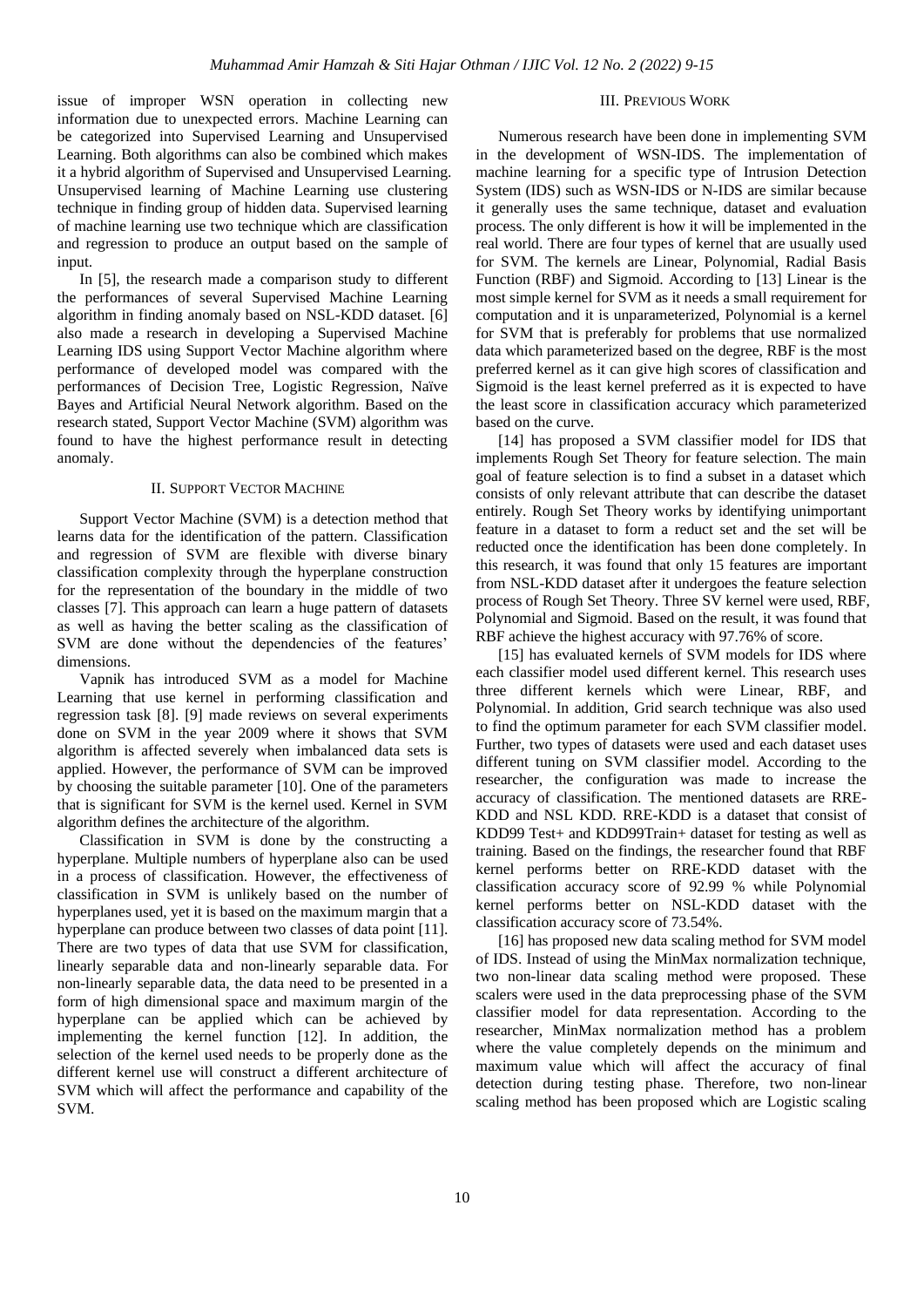issue of improper WSN operation in collecting new information due to unexpected errors. Machine Learning can be categorized into Supervised Learning and Unsupervised Learning. Both algorithms can also be combined which makes it a hybrid algorithm of Supervised and Unsupervised Learning. Unsupervised learning of Machine Learning use clustering technique in finding group of hidden data. Supervised learning of machine learning use two technique which are classification and regression to produce an output based on the sample of input.

In [5], the research made a comparison study to different the performances of several Supervised Machine Learning algorithm in finding anomaly based on NSL-KDD dataset. [6] also made a research in developing a Supervised Machine Learning IDS using Support Vector Machine algorithm where performance of developed model was compared with the performances of Decision Tree, Logistic Regression, Naïve Bayes and Artificial Neural Network algorithm. Based on the research stated, Support Vector Machine (SVM) algorithm was found to have the highest performance result in detecting anomaly.

## II. Support Vector Machine

Support Vector Machine (SVM) is a detection method that learns data for the identification of the pattern. Classification and regression of SVM are flexible with diverse binary classification complexity through the hyperplane construction for the representation of the boundary in the middle of two classes [7]. This approach can learn a huge pattern of datasets as well as having the better scaling as the classification of SVM are done without the dependencies of the features' dimensions.

Vapnik has introduced SVM as a model for Machine Learning that use kernel in performing classification and regression task [8]. [9] made reviews on several experiments done on SVM in the year 2009 where it shows that SVM algorithm is affected severely when imbalanced data sets is applied. However, the performance of SVM can be improved by choosing the suitable parameter [10]. One of the parameters that is significant for SVM is the kernel used. Kernel in SVM algorithm defines the architecture of the algorithm.

Classification in SVM is done by the constructing a hyperplane. Multiple numbers of hyperplane also can be used in a process of classification. However, the effectiveness of classification in SVM is unlikely based on the number of hyperplanes used, yet it is based on the maximum margin that a hyperplane can produce between two classes of data point [11]. There are two types of data that use SVM for classification, linearly separable data and non-linearly separable data. For non-linearly separable data, the data need to be presented in a form of high dimensional space and maximum margin of the hyperplane can be applied which can be achieved by implementing the kernel function [12]. In addition, the selection of the kernel used needs to be properly done as the different kernel use will construct a different architecture of SVM which will affect the performance and capability of the SVM.

## III. Previous Work

Numerous research have been done in implementing SVM in the development of WSN-IDS. The implementation of machine learning for a specific type of Intrusion Detection System (IDS) such as WSN-IDS or N-IDS are similar because it generally uses the same technique, dataset and evaluation process. The only different is how it will be implemented in the real world. There are four types of kernel that are usually used for SVM. The kernels are Linear, Polynomial, Radial Basis Function (RBF) and Sigmoid. According to [13] Linear is the most simple kernel for SVM as it needs a small requirement for computation and it is unparameterized, Polynomial is a kernel for SVM that is preferably for problems that use normalized data which parameterized based on the degree, RBF is the most preferred kernel as it can give high scores of classification and Sigmoid is the least kernel preferred as it is expected to have the least score in classification accuracy which parameterized based on the curve.

[14] has proposed a SVM classifier model for IDS that implements Rough Set Theory for feature selection. The main goal of feature selection is to find a subset in a dataset which consists of only relevant attribute that can describe the dataset entirely. Rough Set Theory works by identifying unimportant feature in a dataset to form a reduct set and the set will be reducted once the identification has been done completely. In this research, it was found that only 15 features are important from NSL-KDD dataset after it undergoes the feature selection process of Rough Set Theory. Three SV kernel were used, RBF, Polynomial and Sigmoid. Based on the result, it was found that RBF achieve the highest accuracy with 97.76% of score.

[15] has evaluated kernels of SVM models for IDS where each classifier model used different kernel. This research uses three different kernels which were Linear, RBF, and Polynomial. In addition, Grid search technique was also used to find the optimum parameter for each SVM classifier model. Further, two types of datasets were used and each dataset uses different tuning on SVM classifier model. According to the researcher, the configuration was made to increase the accuracy of classification. The mentioned datasets are RRE-KDD and NSL KDD. RRE-KDD is a dataset that consist of KDD99 Test+ and KDD99Train+ dataset for testing as well as training. Based on the findings, the researcher found that RBF kernel performs better on RRE-KDD dataset with the classification accuracy score of 92.99 % while Polynomial kernel performs better on NSL-KDD dataset with the classification accuracy score of 73.54%.

[16] has proposed new data scaling method for SVM model of IDS. Instead of using the MinMax normalization technique, two non-linear data scaling method were proposed. These scalers were used in the data preprocessing phase of the SVM classifier model for data representation. According to the researcher, MinMax normalization method has a problem where the value completely depends on the minimum and maximum value which will affect the accuracy of final detection during testing phase. Therefore, two non-linear scaling method has been proposed which are Logistic scaling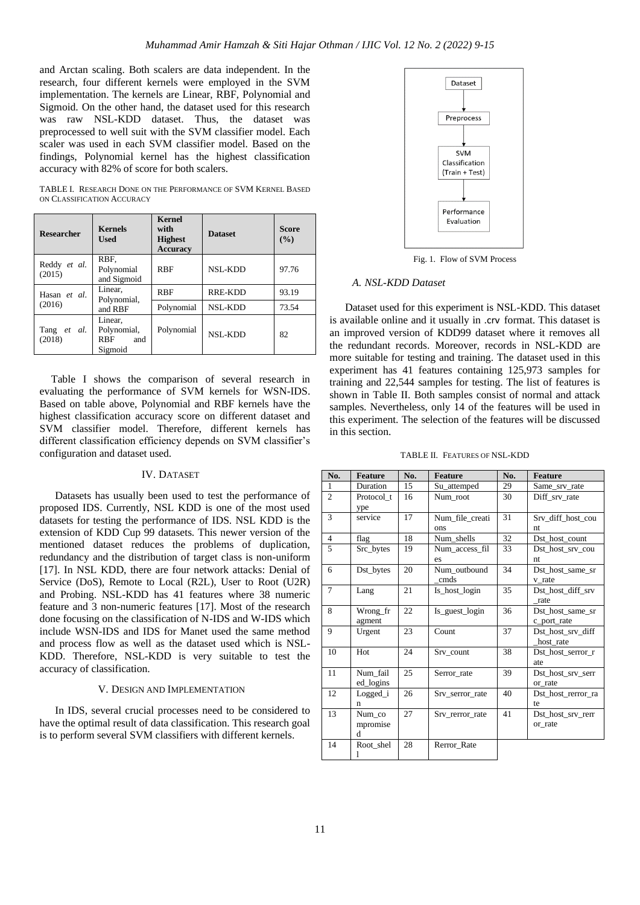and Arctan scaling. Both scalers are data independent. In the research, four different kernels were employed in the SVM implementation. The kernels are Linear, RBF, Polynomial and Sigmoid. On the other hand, the dataset used for this research was raw NSL-KDD dataset. Thus, the dataset was preprocessed to well suit with the SVM classifier model. Each scaler was used in each SVM classifier model. Based on the findings, Polynomial kernel has the highest classification accuracy with 82% of score for both scalers.

TABLE I. RESEARCH DONE ON THE PERFORMANCE OF SVM KERNEL BASED ON CLASSIFICATION ACCURACY

| Researcher | Kernels Used | Kernel with Highest Accuracy | Dataset | Score (%) |
|---|---|---|---|---|
| Reddy *et al.* (2015) | RBF, Polynomial and Sigmoid | RBF | NSL-KDD | 97.76 |
| Hasan *et al.* (2016) | Linear, Polynomial, and RBF | RBF | RRE-KDD | 93.19 |
| | | Polynomial | NSL-KDD | 73.54 |
| Tang *et al.* (2018) | Linear, Polynomial, RBF and Sigmoid | Polynomial | NSL-KDD | 82 |

Table I shows the comparison of several research in evaluating the performance of SVM kernels for WSN-IDS. Based on table above, Polynomial and RBF kernels have the highest classification accuracy score on different dataset and SVM classifier model. Therefore, different kernels has different classification efficiency depends on SVM classifier's configuration and dataset used.

## IV. DATASET

Datasets has usually been used to test the performance of proposed IDS. Currently, NSL KDD is one of the most used datasets for testing the performance of IDS. NSL KDD is the extension of KDD Cup 99 datasets. This newer version of the mentioned dataset reduces the problems of duplication, redundancy and the distribution of target class is non-uniform [17]. In NSL KDD, there are four network attacks: Denial of Service (DoS), Remote to Local (R2L), User to Root (U2R) and Probing. NSL-KDD has 41 features where 38 numeric feature and 3 non-numeric features [17]. Most of the research done focusing on the classification of N-IDS and W-IDS which include WSN-IDS and IDS for Manet used the same method and process flow as well as the dataset used which is NSL-KDD. Therefore, NSL-KDD is very suitable to test the accuracy of classification.

## V. DESIGN AND IMPLEMENTATION

In IDS, several crucial processes need to be considered to have the optimal result of data classification. This research goal is to perform several SVM classifiers with different kernels.

Dataset → Preprocess → SVM Classification (Train + Test) → Performance Evaluation

Fig. 1. Flow of SVM Process

### A. NSL-KDD Dataset

Dataset used for this experiment is NSL-KDD. This dataset is available online and it usually in .crv format. This dataset is an improved version of KDD99 dataset where it removes all the redundant records. Moreover, records in NSL-KDD are more suitable for testing and training. The dataset used in this experiment has 41 features containing 125,973 samples for training and 22,544 samples for testing. The list of features is shown in Table II. Both samples consist of normal and attack samples. Nevertheless, only 14 of the features will be used in this experiment. The selection of the features will be discussed in this section.

TABLE II. FEATURES OF NSL-KDD

| No. | Feature | No. | Feature | No. | Feature |
|---|---|---|---|---|---|
| 1 | Duration | 15 | Su_attemped | 29 | Same_srv_rate |
| 2 | Protocol_type | 16 | Num_root | 30 | Diff_srv_rate |
| 3 | service | 17 | Num_file_creations | 31 | Srv_diff_host_count |
| 4 | flag | 18 | Num_shells | 32 | Dst_host_count |
| 5 | Src_bytes | 19 | Num_access_files | 33 | Dst_host_srv_count |
| 6 | Dst_bytes | 20 | Num_outbound_cmds | 34 | Dst_host_same_srv_rate |
| 7 | Lang | 21 | Is_host_login | 35 | Dst_host_diff_srv_rate |
| 8 | Wrong_fragment | 22 | Is_guest_login | 36 | Dst_host_same_src_port_rate |
| 9 | Urgent | 23 | Count | 37 | Dst_host_srv_diff_host_rate |
| 10 | Hot | 24 | Srv_count | 38 | Dst_host_serror_rate |
| 11 | Num_failed_logins | 25 | Serror_rate | 39 | Dst_host_srv_serror_rate |
| 12 | Logged_in | 26 | Srv_serror_rate | 40 | Dst_host_rerror_rate |
| 13 | Num_compromised | 27 | Srv_rerror_rate | 41 | Dst_host_srv_rerror_rate |
| 14 | Root_shell | 28 | Rerror_Rate | | |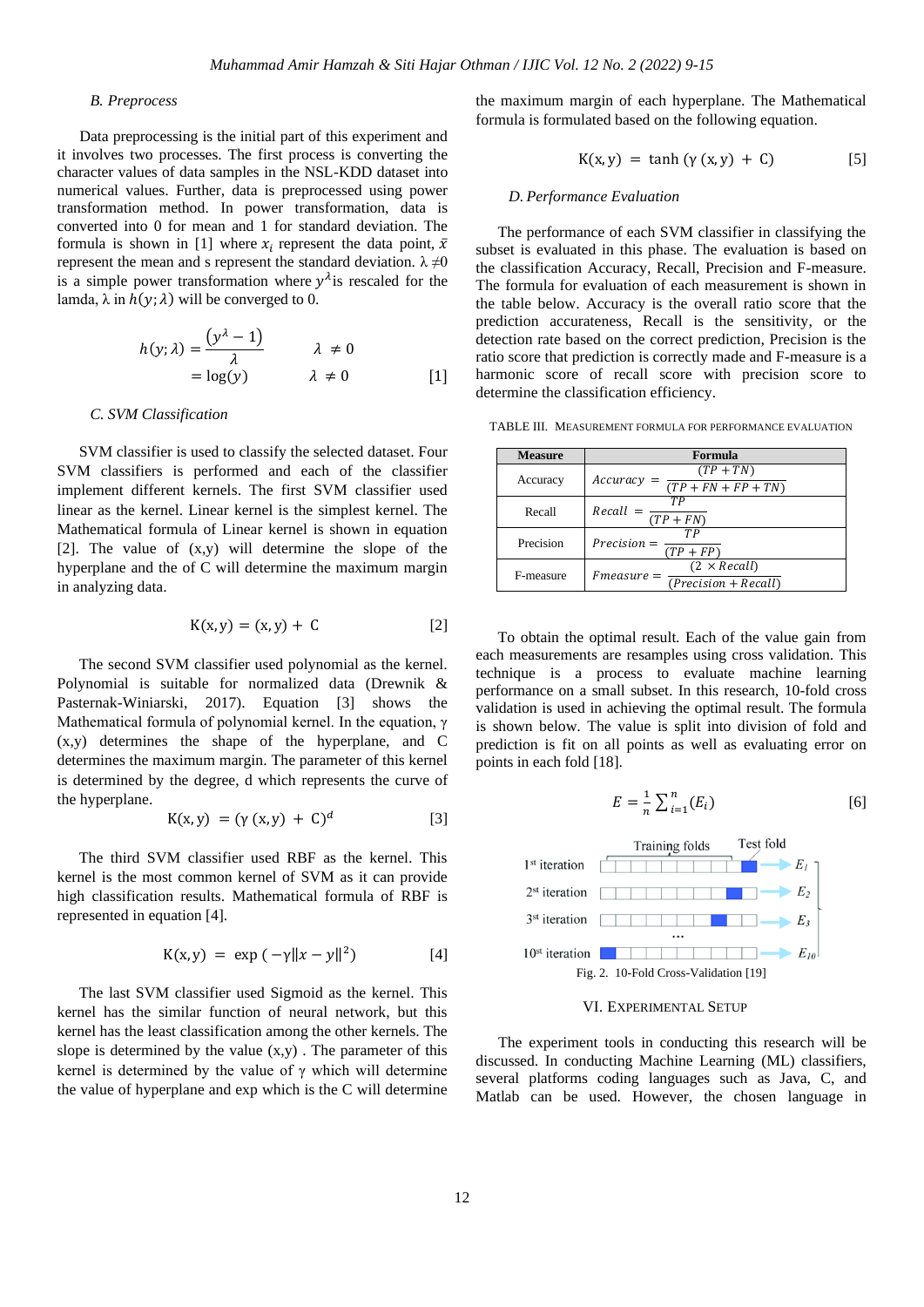### B. Preprocess

Data preprocessing is the initial part of this experiment and it involves two processes. The first process is converting the character values of data samples in the NSL-KDD dataset into numerical values. Further, data is preprocessed using power transformation method. In power transformation, data is converted into 0 for mean and 1 for standard deviation. The formula is shown in [1] where $x_i$ represent the data point, $\bar{x}$ represent the mean and s represent the standard deviation. λ ≠0 is a simple power transformation where $y^{\lambda}$is rescaled for the lamda, λ in $h(y; \lambda)$ will be converged to 0.

$$h(y;\lambda) = \frac{(y^{\lambda} - 1)}{\lambda} \qquad \lambda \neq 0$$
$$= \log(y) \qquad \lambda \neq 0 \qquad [1]$$

### C. SVM Classification

SVM classifier is used to classify the selected dataset. Four SVM classifiers is performed and each of the classifier implement different kernels. The first SVM classifier used linear as the kernel. Linear kernel is the simplest kernel. The Mathematical formula of Linear kernel is shown in equation [2]. The value of (x,y) will determine the slope of the hyperplane and the of C will determine the maximum margin in analyzing data.

$$\mathrm{K(x, y) = (x, y) + C} \qquad [2]$$

The second SVM classifier used polynomial as the kernel. Polynomial is suitable for normalized data (Drewnik & Pasternak-Winiarski, 2017). Equation [3] shows the Mathematical formula of polynomial kernel. In the equation, γ (x,y) determines the shape of the hyperplane, and C determines the maximum margin. The parameter of this kernel is determined by the degree, d which represents the curve of the hyperplane.

$$\mathrm{K(x, y)} = (\gamma\,(\mathrm{x, y}) + \mathrm{C})^{d} \qquad [3]$$

The third SVM classifier used RBF as the kernel. This kernel is the most common kernel of SVM as it can provide high classification results. Mathematical formula of RBF is represented in equation [4].

$$\mathrm{K(x, y)} = \exp\left(-\gamma \|x - y\|^{2}\right) \qquad [4]$$

The last SVM classifier used Sigmoid as the kernel. This kernel has the similar function of neural network, but this kernel has the least classification among the other kernels. The slope is determined by the value (x,y) . The parameter of this kernel is determined by the value of γ which will determine the value of hyperplane and exp which is the C will determine the maximum margin of each hyperplane. The Mathematical formula is formulated based on the following equation.

$$\mathrm{K(x, y)} = \tanh\left(\gamma\,(\mathrm{x, y}) + \mathrm{C}\right) \qquad [5]$$

### D. Performance Evaluation

The performance of each SVM classifier in classifying the subset is evaluated in this phase. The evaluation is based on the classification Accuracy, Recall, Precision and F-measure. The formula for evaluation of each measurement is shown in the table below. Accuracy is the overall ratio score that the prediction accurateness, Recall is the sensitivity, or the detection rate based on the correct prediction, Precision is the ratio score that prediction is correctly made and F-measure is a harmonic score of recall score with precision score to determine the classification efficiency.

TABLE III. MEASUREMENT FORMULA FOR PERFORMANCE EVALUATION

| Measure | Formula |
|---|---|
| Accuracy | $Accuracy = \frac{(TP + TN)}{(TP + FN + FP + TN)}$ |
| Recall | $Recall = \frac{TP}{(TP + FN)}$ |
| Precision | $Precision = \frac{TP}{(TP + FP)}$ |
| F-measure | $Fmeasure = \frac{(2 \times Recall)}{(Precision + Recall)}$ |

To obtain the optimal result. Each of the value gain from each measurements are resamples using cross validation. This technique is a process to evaluate machine learning performance on a small subset. In this research, 10-fold cross validation is used in achieving the optimal result. The formula is shown below. The value is split into division of fold and prediction is fit on all points as well as evaluating error on points in each fold [18].

$$E = \frac{1}{n}\sum_{i=1}^{n}(E_i) \qquad [6]$$

Fig. 2. 10-Fold Cross-Validation [19]

## VI. Experimental Setup

The experiment tools in conducting this research will be discussed. In conducting Machine Learning (ML) classifiers, several platforms coding languages such as Java, C, and Matlab can be used. However, the chosen language in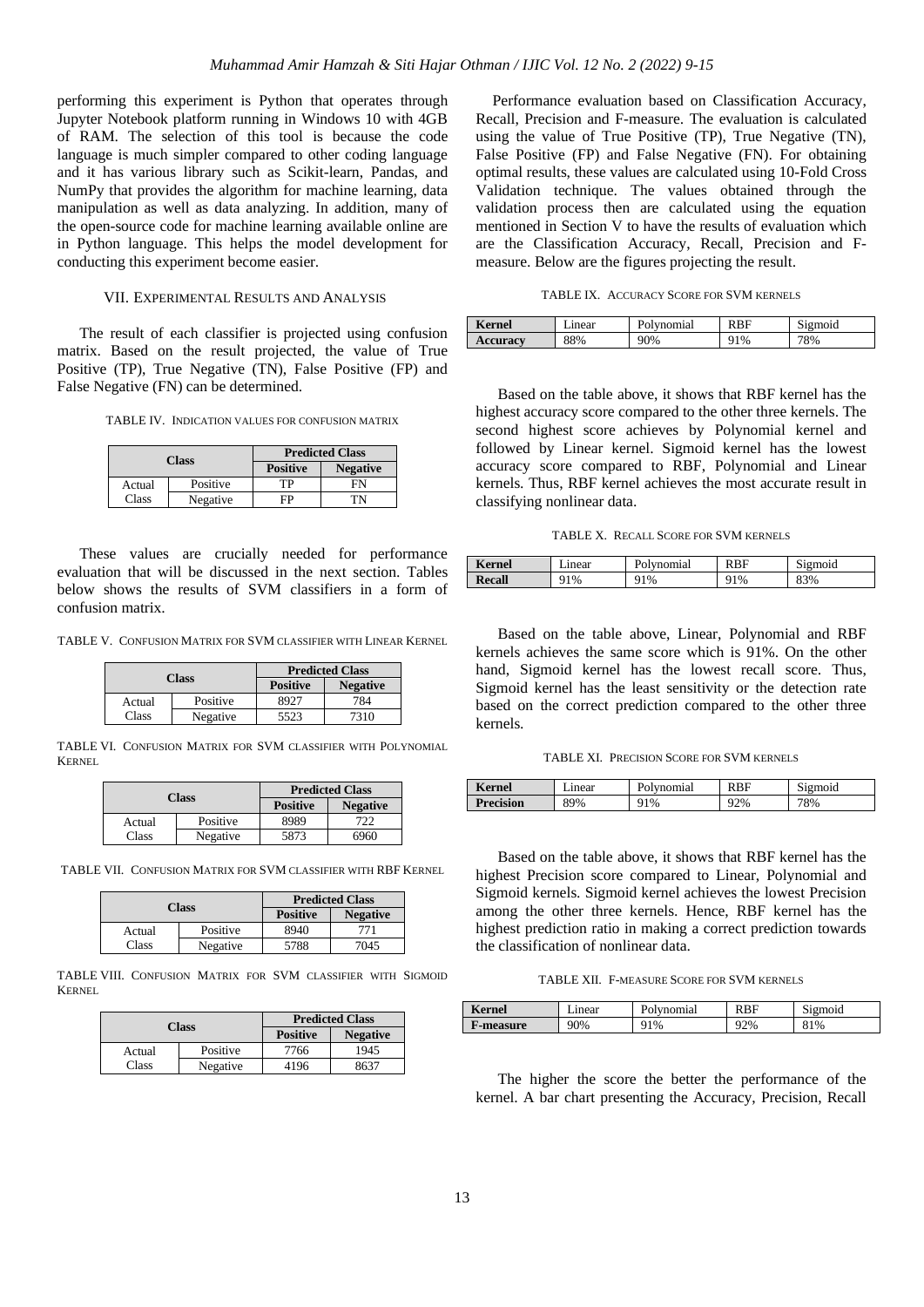performing this experiment is Python that operates through Jupyter Notebook platform running in Windows 10 with 4GB of RAM. The selection of this tool is because the code language is much simpler compared to other coding language and it has various library such as Scikit-learn, Pandas, and NumPy that provides the algorithm for machine learning, data manipulation as well as data analyzing. In addition, many of the open-source code for machine learning available online are in Python language. This helps the model development for conducting this experiment become easier.

## VII. Experimental Results and Analysis

The result of each classifier is projected using confusion matrix. Based on the result projected, the value of True Positive (TP), True Negative (TN), False Positive (FP) and False Negative (FN) can be determined.

TABLE IV. Indication values for confusion matrix

| Class | | Predicted Class | |
|---|---|---|---|
| | | **Positive** | **Negative** |
| Actual Class | Positive | TP | FN |
| | Negative | FP | TN |

These values are crucially needed for performance evaluation that will be discussed in the next section. Tables below shows the results of SVM classifiers in a form of confusion matrix.

TABLE V. Confusion Matrix for SVM classifier with Linear Kernel

| Class | | Predicted Class | |
|---|---|---|---|
| | | **Positive** | **Negative** |
| Actual Class | Positive | 8927 | 784 |
| | Negative | 5523 | 7310 |

TABLE VI. Confusion Matrix for SVM classifier with Polynomial Kernel

| Class | | Predicted Class | |
|---|---|---|---|
| | | **Positive** | **Negative** |
| Actual Class | Positive | 8989 | 722 |
| | Negative | 5873 | 6960 |

TABLE VII. Confusion Matrix for SVM classifier with RBF Kernel

| Class | | Predicted Class | |
|---|---|---|---|
| | | **Positive** | **Negative** |
| Actual Class | Positive | 8940 | 771 |
| | Negative | 5788 | 7045 |

TABLE VIII. Confusion Matrix for SVM classifier with Sigmoid Kernel

| Class | | Predicted Class | |
|---|---|---|---|
| | | **Positive** | **Negative** |
| Actual Class | Positive | 7766 | 1945 |
| | Negative | 4196 | 8637 |

Performance evaluation based on Classification Accuracy, Recall, Precision and F-measure. The evaluation is calculated using the value of True Positive (TP), True Negative (TN), False Positive (FP) and False Negative (FN). For obtaining optimal results, these values are calculated using 10-Fold Cross Validation technique. The values obtained through the validation process then are calculated using the equation mentioned in Section V to have the results of evaluation which are the Classification Accuracy, Recall, Precision and F-measure. Below are the figures projecting the result.

TABLE IX. Accuracy Score for SVM kernels

| **Kernel** | Linear | Polynomial | RBF | Sigmoid |
|---|---|---|---|---|
| **Accuracy** | 88% | 90% | 91% | 78% |

Based on the table above, it shows that RBF kernel has the highest accuracy score compared to the other three kernels. The second highest score achieves by Polynomial kernel and followed by Linear kernel. Sigmoid kernel has the lowest accuracy score compared to RBF, Polynomial and Linear kernels. Thus, RBF kernel achieves the most accurate result in classifying nonlinear data.

TABLE X. Recall Score for SVM kernels

| **Kernel** | Linear | Polynomial | RBF | Sigmoid |
|---|---|---|---|---|
| **Recall** | 91% | 91% | 91% | 83% |

Based on the table above, Linear, Polynomial and RBF kernels achieves the same score which is 91%. On the other hand, Sigmoid kernel has the lowest recall score. Thus, Sigmoid kernel has the least sensitivity or the detection rate based on the correct prediction compared to the other three kernels.

TABLE XI. Precision Score for SVM kernels

| **Kernel** | Linear | Polynomial | RBF | Sigmoid |
|---|---|---|---|---|
| **Precision** | 89% | 91% | 92% | 78% |

Based on the table above, it shows that RBF kernel has the highest Precision score compared to Linear, Polynomial and Sigmoid kernels. Sigmoid kernel achieves the lowest Precision among the other three kernels. Hence, RBF kernel has the highest prediction ratio in making a correct prediction towards the classification of nonlinear data.

TABLE XII. F-measure Score for SVM kernels

| **Kernel** | Linear | Polynomial | RBF | Sigmoid |
|---|---|---|---|---|
| **F-measure** | 90% | 91% | 92% | 81% |

The higher the score the better the performance of the kernel. A bar chart presenting the Accuracy, Precision, Recall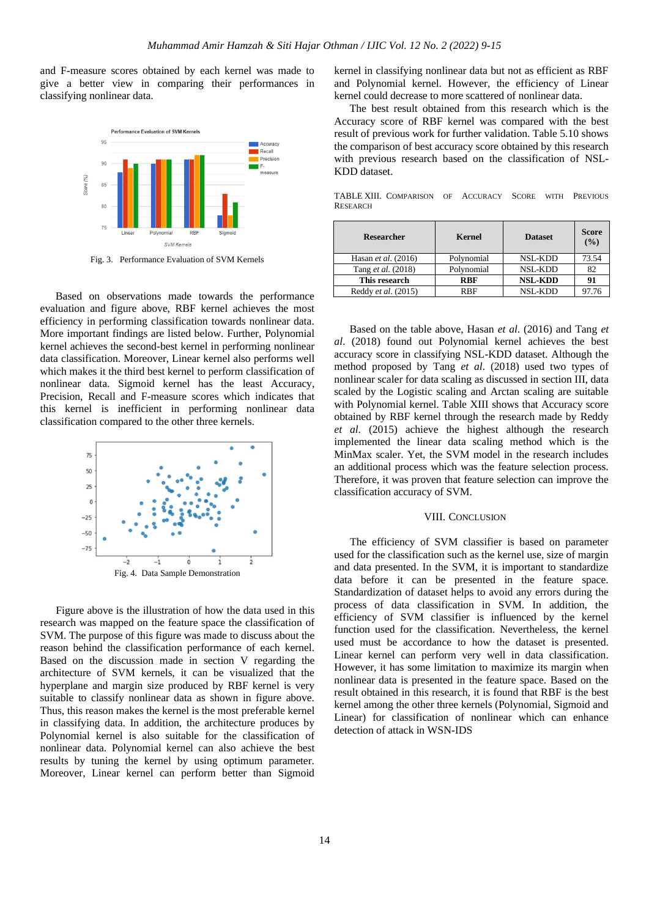and F-measure scores obtained by each kernel was made to give a better view in comparing their performances in classifying nonlinear data.

Fig. 3. Performance Evaluation of SVM Kernels

Based on observations made towards the performance evaluation and figure above, RBF kernel achieves the most efficiency in performing classification towards nonlinear data. More important findings are listed below. Further, Polynomial kernel achieves the second-best kernel in performing nonlinear data classification. Moreover, Linear kernel also performs well which makes it the third best kernel to perform classification of nonlinear data. Sigmoid kernel has the least Accuracy, Precision, Recall and F-measure scores which indicates that this kernel is inefficient in performing nonlinear data classification compared to the other three kernels.

Fig. 4. Data Sample Demonstration

Figure above is the illustration of how the data used in this research was mapped on the feature space the classification of SVM. The purpose of this figure was made to discuss about the reason behind the classification performance of each kernel. Based on the discussion made in section V regarding the architecture of SVM kernels, it can be visualized that the hyperplane and margin size produced by RBF kernel is very suitable to classify nonlinear data as shown in figure above. Thus, this reason makes the kernel is the most preferable kernel in classifying data. In addition, the architecture produces by Polynomial kernel is also suitable for the classification of nonlinear data. Polynomial kernel can also achieve the best results by tuning the kernel by using optimum parameter. Moreover, Linear kernel can perform better than Sigmoid kernel in classifying nonlinear data but not as efficient as RBF and Polynomial kernel. However, the efficiency of Linear kernel could decrease to more scattered of nonlinear data.

The best result obtained from this research which is the Accuracy score of RBF kernel was compared with the best result of previous work for further validation. Table 5.10 shows the comparison of best accuracy score obtained by this research with previous research based on the classification of NSL-KDD dataset.

TABLE XIII. COMPARISON OF ACCURACY SCORE WITH PREVIOUS RESEARCH

| Researcher | Kernel | Dataset | Score (%) |
|---|---|---|---|
| Hasan *et al.* (2016) | Polynomial | NSL-KDD | 73.54 |
| Tang *et al.* (2018) | Polynomial | NSL-KDD | 82 |
| **This research** | **RBF** | **NSL-KDD** | **91** |
| Reddy *et al.* (2015) | RBF | NSL-KDD | 97.76 |

Based on the table above, Hasan *et al*. (2016) and Tang *et al*. (2018) found out Polynomial kernel achieves the best accuracy score in classifying NSL-KDD dataset. Although the method proposed by Tang *et al*. (2018) used two types of nonlinear scaler for data scaling as discussed in section III, data scaled by the Logistic scaling and Arctan scaling are suitable with Polynomial kernel. Table XIII shows that Accuracy score obtained by RBF kernel through the research made by Reddy *et al*. (2015) achieve the highest although the research implemented the linear data scaling method which is the MinMax scaler. Yet, the SVM model in the research includes an additional process which was the feature selection process. Therefore, it was proven that feature selection can improve the classification accuracy of SVM.

## VIII. CONCLUSION

The efficiency of SVM classifier is based on parameter used for the classification such as the kernel use, size of margin and data presented. In the SVM, it is important to standardize data before it can be presented in the feature space. Standardization of dataset helps to avoid any errors during the process of data classification in SVM. In addition, the efficiency of SVM classifier is influenced by the kernel function used for the classification. Nevertheless, the kernel used must be accordance to how the dataset is presented. Linear kernel can perform very well in data classification. However, it has some limitation to maximize its margin when nonlinear data is presented in the feature space. Based on the result obtained in this research, it is found that RBF is the best kernel among the other three kernels (Polynomial, Sigmoid and Linear) for classification of nonlinear which can enhance detection of attack in WSN-IDS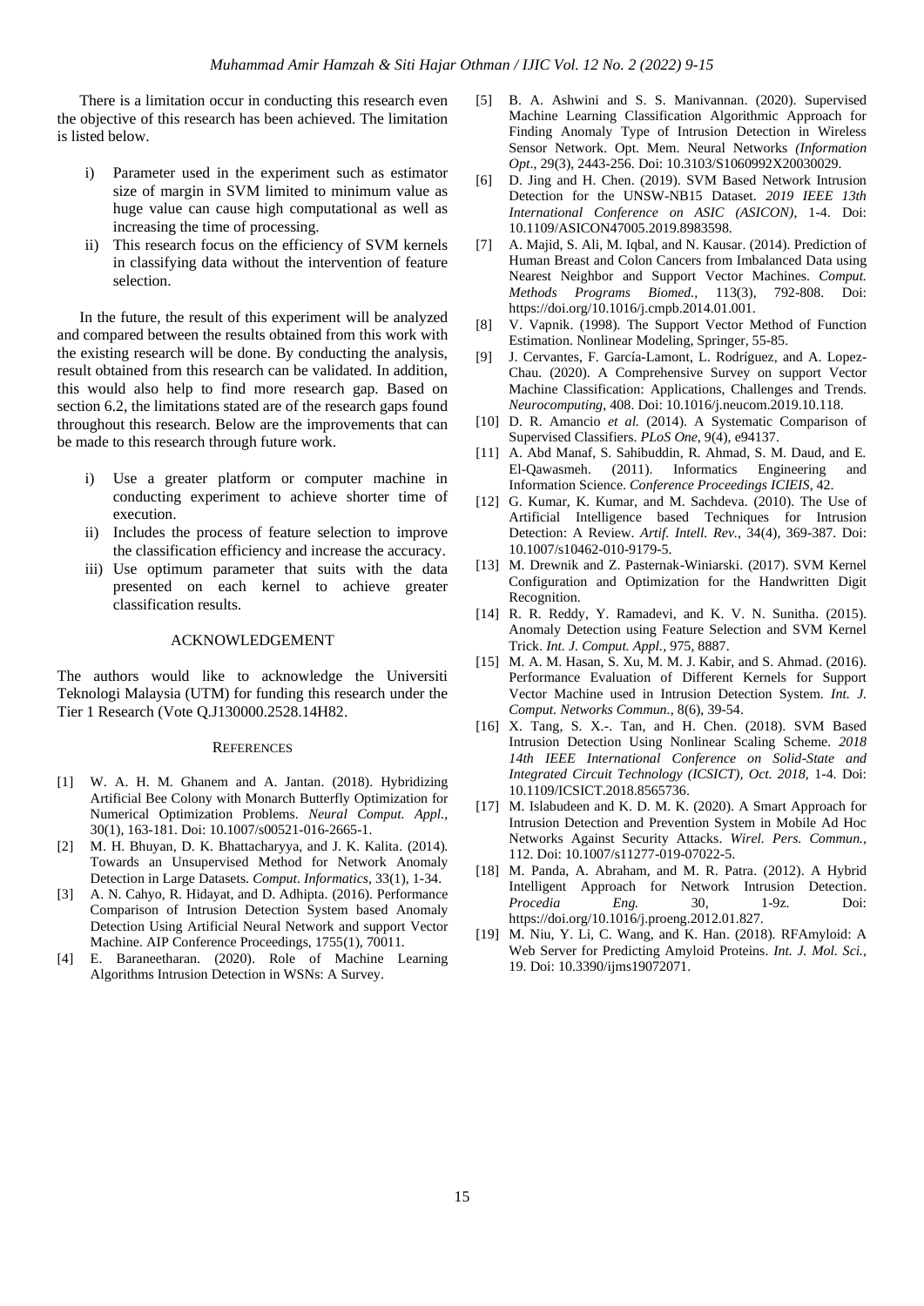There is a limitation occur in conducting this research even the objective of this research has been achieved. The limitation is listed below.

i) Parameter used in the experiment such as estimator size of margin in SVM limited to minimum value as huge value can cause high computational as well as increasing the time of processing.
ii) This research focus on the efficiency of SVM kernels in classifying data without the intervention of feature selection.

In the future, the result of this experiment will be analyzed and compared between the results obtained from this work with the existing research will be done. By conducting the analysis, result obtained from this research can be validated. In addition, this would also help to find more research gap. Based on section 6.2, the limitations stated are of the research gaps found throughout this research. Below are the improvements that can be made to this research through future work.

i) Use a greater platform or computer machine in conducting experiment to achieve shorter time of execution.
ii) Includes the process of feature selection to improve the classification efficiency and increase the accuracy.
iii) Use optimum parameter that suits with the data presented on each kernel to achieve greater classification results.

## ACKNOWLEDGEMENT

The authors would like to acknowledge the Universiti Teknologi Malaysia (UTM) for funding this research under the Tier 1 Research (Vote Q.J130000.2528.14H82.

## REFERENCES

[1] W. A. H. M. Ghanem and A. Jantan. (2018). Hybridizing Artificial Bee Colony with Monarch Butterfly Optimization for Numerical Optimization Problems. *Neural Comput. Appl.*, 30(1), 163-181. Doi: 10.1007/s00521-016-2665-1.

[2] M. H. Bhuyan, D. K. Bhattacharyya, and J. K. Kalita. (2014). Towards an Unsupervised Method for Network Anomaly Detection in Large Datasets. *Comput. Informatics*, 33(1), 1-34.

[3] A. N. Cahyo, R. Hidayat, and D. Adhipta. (2016). Performance Comparison of Intrusion Detection System based Anomaly Detection Using Artificial Neural Network and support Vector Machine. AIP Conference Proceedings, 1755(1), 70011.

[4] E. Baraneetharan. (2020). Role of Machine Learning Algorithms Intrusion Detection in WSNs: A Survey.

[5] B. A. Ashwini and S. S. Manivannan. (2020). Supervised Machine Learning Classification Algorithmic Approach for Finding Anomaly Type of Intrusion Detection in Wireless Sensor Network. Opt. Mem. Neural Networks *(Information Opt.*, 29(3), 2443-256. Doi: 10.3103/S1060992X20030029.

[6] D. Jing and H. Chen. (2019). SVM Based Network Intrusion Detection for the UNSW-NB15 Dataset. *2019 IEEE 13th International Conference on ASIC (ASICON)*, 1-4. Doi: 10.1109/ASICON47005.2019.8983598.

[7] A. Majid, S. Ali, M. Iqbal, and N. Kausar. (2014). Prediction of Human Breast and Colon Cancers from Imbalanced Data using Nearest Neighbor and Support Vector Machines. *Comput. Methods Programs Biomed.*, 113(3), 792-808. Doi: https://doi.org/10.1016/j.cmpb.2014.01.001.

[8] V. Vapnik. (1998). The Support Vector Method of Function Estimation. Nonlinear Modeling, Springer, 55-85.

[9] J. Cervantes, F. García-Lamont, L. Rodríguez, and A. Lopez-Chau. (2020). A Comprehensive Survey on support Vector Machine Classification: Applications, Challenges and Trends. *Neurocomputing*, 408. Doi: 10.1016/j.neucom.2019.10.118.

[10] D. R. Amancio *et al.* (2014). A Systematic Comparison of Supervised Classifiers. *PLoS One*, 9(4), e94137.

[11] A. Abd Manaf, S. Sahibuddin, R. Ahmad, S. M. Daud, and E. El-Qawasmeh. (2011). Informatics Engineering and Information Science. *Conference Proceedings ICIEIS*, 42.

[12] G. Kumar, K. Kumar, and M. Sachdeva. (2010). The Use of Artificial Intelligence based Techniques for Intrusion Detection: A Review. *Artif. Intell. Rev.*, 34(4), 369-387. Doi: 10.1007/s10462-010-9179-5.

[13] M. Drewnik and Z. Pasternak-Winiarski. (2017). SVM Kernel Configuration and Optimization for the Handwritten Digit Recognition.

[14] R. R. Reddy, Y. Ramadevi, and K. V. N. Sunitha. (2015). Anomaly Detection using Feature Selection and SVM Kernel Trick. *Int. J. Comput. Appl.*, 975, 8887.

[15] M. A. M. Hasan, S. Xu, M. M. J. Kabir, and S. Ahmad. (2016). Performance Evaluation of Different Kernels for Support Vector Machine used in Intrusion Detection System. *Int. J. Comput. Networks Commun.*, 8(6), 39-54.

[16] X. Tang, S. X.-. Tan, and H. Chen. (2018). SVM Based Intrusion Detection Using Nonlinear Scaling Scheme. *2018 14th IEEE International Conference on Solid-State and Integrated Circuit Technology (ICSICT), Oct. 2018*, 1-4. Doi: 10.1109/ICSICT.2018.8565736.

[17] M. Islabudeen and K. D. M. K. (2020). A Smart Approach for Intrusion Detection and Prevention System in Mobile Ad Hoc Networks Against Security Attacks. *Wirel. Pers. Commun.*, 112. Doi: 10.1007/s11277-019-07022-5.

[18] M. Panda, A. Abraham, and M. R. Patra. (2012). A Hybrid Intelligent Approach for Network Intrusion Detection. *Procedia Eng.* 30, 1-9z. Doi: https://doi.org/10.1016/j.proeng.2012.01.827.

[19] M. Niu, Y. Li, C. Wang, and K. Han. (2018). RFAmyloid: A Web Server for Predicting Amyloid Proteins. *Int. J. Mol. Sci.*, 19. Doi: 10.3390/ijms19072071.